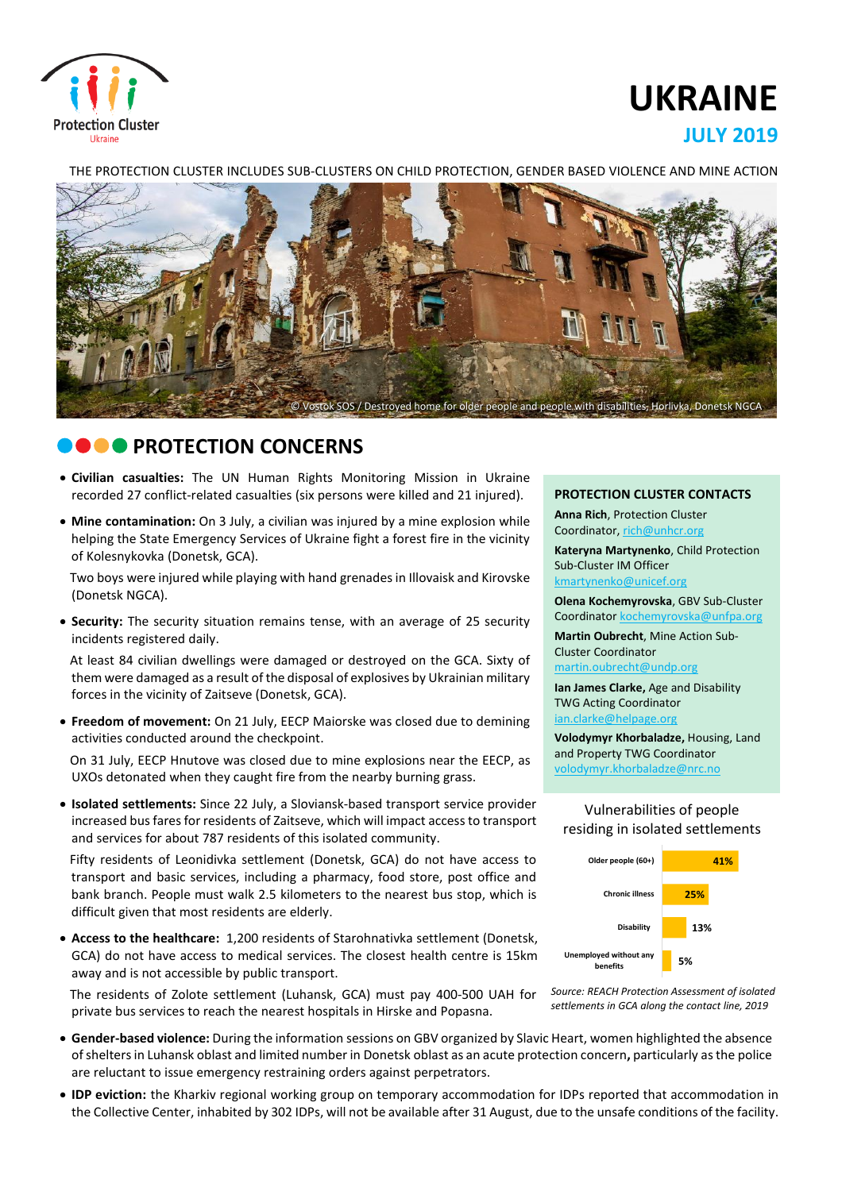Protection Cluster
Ukraine

# UKRAINE

## JULY 2019

THE PROTECTION CLUSTER INCLUDES SUB-CLUSTERS ON CHILD PROTECTION, GENDER BASED VIOLENCE AND MINE ACTION

© Vostok SOS / Destroyed home for older people and people with disabilities, Horlivka, Donetsk NGCA

## PROTECTION CONCERNS

- **Civilian casualties:** The UN Human Rights Monitoring Mission in Ukraine recorded 27 conflict-related casualties (six persons were killed and 21 injured).
- **Mine contamination:** On 3 July, a civilian was injured by a mine explosion while helping the State Emergency Services of Ukraine fight a forest fire in the vicinity of Kolesnykovka (Donetsk, GCA).

  Two boys were injured while playing with hand grenades in Illovaisk and Kirovske (Donetsk NGCA).
- **Security:** The security situation remains tense, with an average of 25 security incidents registered daily.

  At least 84 civilian dwellings were damaged or destroyed on the GCA. Sixty of them were damaged as a result of the disposal of explosives by Ukrainian military forces in the vicinity of Zaitseve (Donetsk, GCA).
- **Freedom of movement:** On 21 July, EECP Maiorske was closed due to demining activities conducted around the checkpoint.

  On 31 July, EECP Hnutove was closed due to mine explosions near the EECP, as UXOs detonated when they caught fire from the nearby burning grass.
- **Isolated settlements:** Since 22 July, a Sloviansk-based transport service provider increased bus fares for residents of Zaitseve, which will impact access to transport and services for about 787 residents of this isolated community.

  Fifty residents of Leonidivka settlement (Donetsk, GCA) do not have access to transport and basic services, including a pharmacy, food store, post office and bank branch. People must walk 2.5 kilometers to the nearest bus stop, which is difficult given that most residents are elderly.
- **Access to the healthcare:** 1,200 residents of Starohnativka settlement (Donetsk, GCA) do not have access to medical services. The closest health centre is 15km away and is not accessible by public transport.

  The residents of Zolote settlement (Luhansk, GCA) must pay 400-500 UAH for private bus services to reach the nearest hospitals in Hirske and Popasna.
- **Gender-based violence:** During the information sessions on GBV organized by Slavic Heart, women highlighted the absence of shelters in Luhansk oblast and limited number in Donetsk oblast as an acute protection concern**,** particularly as the police are reluctant to issue emergency restraining orders against perpetrators.
- **IDP eviction:** the Kharkiv regional working group on temporary accommodation for IDPs reported that accommodation in the Collective Center, inhabited by 302 IDPs, will not be available after 31 August, due to the unsafe conditions of the facility.

### PROTECTION CLUSTER CONTACTS

**Anna Rich**, Protection Cluster Coordinator, rich@unhcr.org

**Kateryna Martynenko**, Child Protection Sub-Cluster IM Officer kmartynenko@unicef.org

**Olena Kochemyrovska**, GBV Sub-Cluster Coordinator kochemyrovska@unfpa.org

**Martin Oubrecht**, Mine Action Sub-Cluster Coordinator martin.oubrecht@undp.org

**Ian James Clarke,** Age and Disability TWG Acting Coordinator ian.clarke@helpage.org

**Volodymyr Khorbaladze,** Housing, Land and Property TWG Coordinator volodymyr.khorbaladze@nrc.no

### Vulnerabilities of people residing in isolated settlements

| Vulnerability | Share |
|---|---|
| Older people (60+) | 41% |
| Chronic illness | 25% |
| Disability | 13% |
| Unemployed without any benefits | 5% |

*Source: REACH Protection Assessment of isolated settlements in GCA along the contact line, 2019*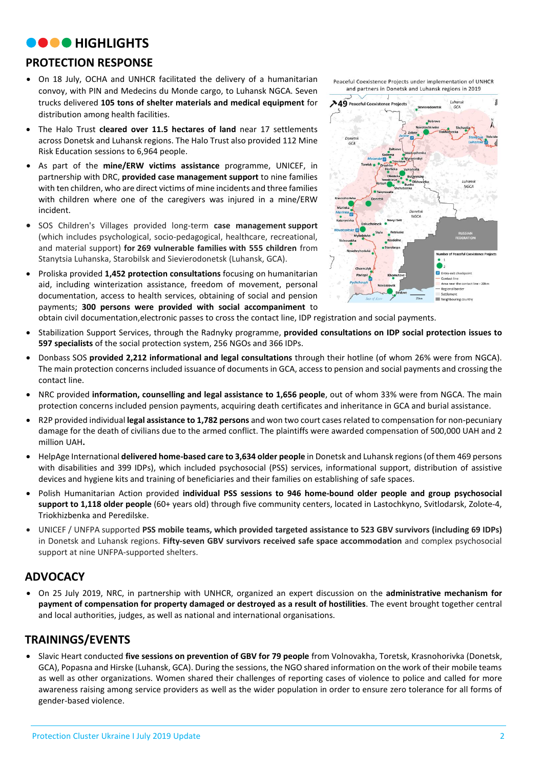# HIGHLIGHTS

## PROTECTION RESPONSE

- On 18 July, OCHA and UNHCR facilitated the delivery of a humanitarian convoy, with PIN and Medecins du Monde cargo, to Luhansk NGCA. Seven trucks delivered **105 tons of shelter materials and medical equipment** for distribution among health facilities.
- The Halo Trust **cleared over 11.5 hectares of land** near 17 settlements across Donetsk and Luhansk regions. The Halo Trust also provided 112 Mine Risk Education sessions to 6,964 people.
- As part of the **mine/ERW victims assistance** programme, UNICEF, in partnership with DRC, **provided case management support** to nine families with ten children, who are direct victims of mine incidents and three families with children where one of the caregivers was injured in a mine/ERW incident.
- SOS Children's Villages provided long-term **case management support** (which includes psychological, socio-pedagogical, healthcare, recreational, and material support) **for 269 vulnerable families with 555 children** from Stanytsia Luhanska, Starobilsk and Sievierodonetsk (Luhansk, GCA).
- Proliska provided **1,452 protection consultations** focusing on humanitarian aid, including winterization assistance, freedom of movement, personal documentation, access to health services, obtaining of social and pension payments; **300 persons were provided with social accompaniment** to obtain civil documentation,electronic passes to cross the contact line, IDP registration and social payments.
- Stabilization Support Services, through the Radnyky programme, **provided consultations on IDP social protection issues to 597 specialists** of the social protection system, 256 NGOs and 366 IDPs.
- Donbass SOS **provided 2,212 informational and legal consultations** through their hotline (of whom 26% were from NGCA). The main protection concerns included issuance of documents in GCA, access to pension and social payments and crossing the contact line.
- NRC provided **information, counselling and legal assistance to 1,656 people**, out of whom 33% were from NGCA. The main protection concerns included pension payments, acquiring death certificates and inheritance in GCA and burial assistance.
- R2P provided individual **legal assistance to 1,782 persons** and won two court cases related to compensation for non-pecuniary damage for the death of civilians due to the armed conflict. The plaintiffs were awarded compensation of 500,000 UAH and 2 million UAH**.**
- HelpAge International **delivered home-based care to 3,634 older people** in Donetsk and Luhansk regions (of them 469 persons with disabilities and 399 IDPs), which included psychosocial (PSS) services, informational support, distribution of assistive devices and hygiene kits and training of beneficiaries and their families on establishing of safe spaces.
- Polish Humanitarian Action provided **individual PSS sessions to 946 home-bound older people and group psychosocial support to 1,118 older people** (60+ years old) through five community centers, located in Lastochkyno, Svitlodarsk, Zolote-4, Triokhizbenka and Peredilske.
- UNICEF / UNFPA supported **PSS mobile teams, which provided targeted assistance to 523 GBV survivors (including 69 IDPs)** in Donetsk and Luhansk regions. **Fifty-seven GBV survivors received safe space accommodation** and complex psychosocial support at nine UNFPA-supported shelters.

Peaceful Coexistence Projects under implementation of UNHCR and partners in Donetsk and Luhansk regions in 2019

49 Peaceful Coexistence Projects

## ADVOCACY

- On 25 July 2019, NRC, in partnership with UNHCR, organized an expert discussion on the **administrative mechanism for payment of compensation for property damaged or destroyed as a result of hostilities**. The event brought together central and local authorities, judges, as well as national and international organisations.

## TRAININGS/EVENTS

- Slavic Heart conducted **five sessions on prevention of GBV for 79 people** from Volnovakha, Toretsk, Krasnohorivka (Donetsk, GCA), Popasna and Hirske (Luhansk, GCA). During the sessions, the NGO shared information on the work of their mobile teams as well as other organizations. Women shared their challenges of reporting cases of violence to police and called for more awareness raising among service providers as well as the wider population in order to ensure zero tolerance for all forms of gender-based violence.